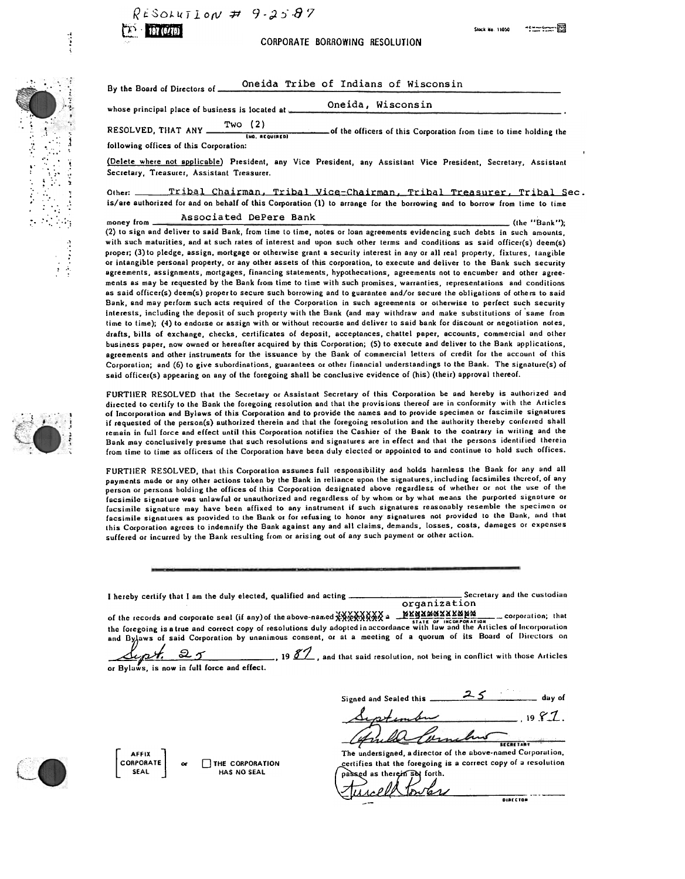RESOLUTION # 9-25-87

Stock No. 11050

# CORPORATE BORROWING RESOLUTION

By the Board of Directors of Oneida Tribe of Indians of Wisconsin

whose principal place of business is located at Oneida, Wisconsin.

RESOLVED, THAT ANY Two (2) (NO. REQUIRED) of the officers of this Corporation from time to time holding the following offices of this Corporation:

(Delete where not applicable) President, any Vice President, any Assistant Vice President, Secretary, Assistant Secretary, Treasurer, Assistant Treasurer.

Other: Tribal Chairman, Tribal Vice-Chairman, Tribal Treasurer, Tribal Sec.

is/are authorized for and on behalf of this Corporation (1) to arrange for the borrowing and to borrow from time to time money from Associated DePere Bank (the "Bank"); (2) to sign and deliver to said Bank, from time to time, notes or loan agreements evidencing such debts in such amounts, with such maturities, and at such rates of interest and upon such other terms and conditions as said officer(s) deem(s) proper; (3) to pledge, assign, mortgage or otherwise grant a security interest in any or all real property, fixtures, tangible or intangible personal property, or any other assets of this corporation, to execute and deliver to the Bank such security agreements, assignments, mortgages, financing statements, hypothecations, agreements not to encumber and other agreements as may be requested by the Bank from time to time with such promises, warranties, representations and conditions as said officer(s) deem(s) proper to secure such borrowing and to guarantee and/or secure the obligations of others to said Bank, and may perform such acts required of the Corporation in such agreements or otherwise to perfect such security interests, including the deposit of such property with the Bank (and may withdraw and make substitutions of same from time to time); (4) to endorse or assign with or without recourse and deliver to said bank for discount or negotiation notes, drafts, bills of exchange, checks, certificates of deposit, acceptances, chattel paper, accounts, commercial and other business paper, now owned or hereafter acquired by this Corporation; (5) to execute and deliver to the Bank applications, agreements and other instruments for the issuance by the Bank of commercial letters of credit for the account of this Corporation; and (6) to give subordinations, guarantees or other financial understandings to the Bank. The signature(s) of said officer(s) appearing on any of the foregoing shall be conclusive evidence of (his) (their) approval thereof.

FURTHER RESOLVED that the Secretary or Assistant Secretary of this Corporation be and hereby is authorized and directed to certify to the Bank the foregoing resolution and that the provisions thereof are in conformity with the Articles of Incorporation and Bylaws of this Corporation and to provide the names and to provide specimen or fascimile signatures if requested of the person(s) authorized therein and that the foregoing resolution and the authority thereby conferred shall remain in full force and effect until this Corporation notifies the Cashier of the Bank to the contrary in writing and the Bank may conclusively presume that such resolutions and signatures are in effect and that the persons identified therein from time to time as officers of the Corporation have been duly elected or appointed to and continue to hold such offices.

FURTHER RESOLVED, that this Corporation assumes full responsibility and holds harmless the Bank for any and all payments made or any other actions taken by the Bank in reliance upon the signatures, including facsimiles thereof, of any person or persons holding the offices of this Corporation designated above regardless of whether or not the use of the facsimile signature was unlawful or unauthorized and regardless of by whom or by what means the purported signature or facsimile signature may have been affixed to any instrument if such signatures reasonably resemble the specimen or facsimile signatures as provided to the Bank or for refusing to honor any signatures not provided to the Bank, and that this Corporation agrees to indemnify the Bank against any and all claims, demands, losses, costs, damages or expenses suffered or incurred by the Bank resulting from or arising out of any such payment or other action.

---

I hereby certify that I am the duly elected, qualified and acting organization Secretary and the custodian of the records and corporate seal (if any) of the above-named XXXXXXXX a XXXXXXXXXXX (STATE OF INCORPORATION) corporation; that the foregoing is a true and correct copy of resolutions duly adopted in accordance with law and the Articles of Incorporation and Bylaws of said Corporation by unanimous consent, or at a meeting of a quorum of its Board of Directors on Sept. 25, 19 87, and that said resolution, not being in conflict with those Articles or Bylaws, is now in full force and effect.

Signed and Sealed this 25 day of September, 19 87.

[Signature]
SECRETARY

[ AFFIX CORPORATE SEAL ] or ☐ THE CORPORATION HAS NO SEAL

The undersigned, a director of the above-named Corporation, certifies that the foregoing is a correct copy of a resolution passed as therein set forth.

[Signature]
DIRECTOR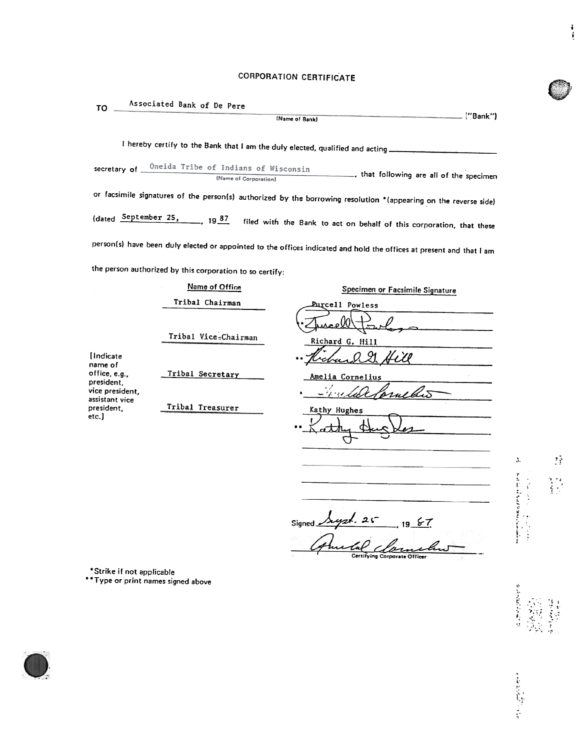# CORPORATION CERTIFICATE

TO Associated Bank of De Pere ("Bank")
(Name of Bank)

I hereby certify to the Bank that I am the duly elected, qualified and acting ______ secretary of Oneida Tribe of Indians of Wisconsin (Name of Corporation), that following are all of the specimen or facsimile signatures of the person(s) authorized by the borrowing resolution *(appearing on the reverse side) (dated September 25, 19 87 filed with the Bank to act on behalf of this corporation, that these person(s) have been duly elected or appointed to the offices indicated and hold the offices at present and that I am the person authorized by this corporation to so certify:

[Indicate name of office, e.g., president, vice president, assistant vice president, etc.]

| Name of Office | Specimen or Facsimile Signature |
|---|---|
| Tribal Chairman | Purcell Powless<br>** Purcell Powless |
| Tribal Vice-Chairman | Richard G. Hill<br>** Richard G. Hill |
| Tribal Secretary | Amelia Cornelius<br>** Amelia Cornelius |
| Tribal Treasurer | Kathy Hughes<br>** Kathy Hughes |

Signed Sept. 25, 19 87

Amelia Cornelius
Certifying Corporate Officer

*Strike if not applicable
**Type or print names signed above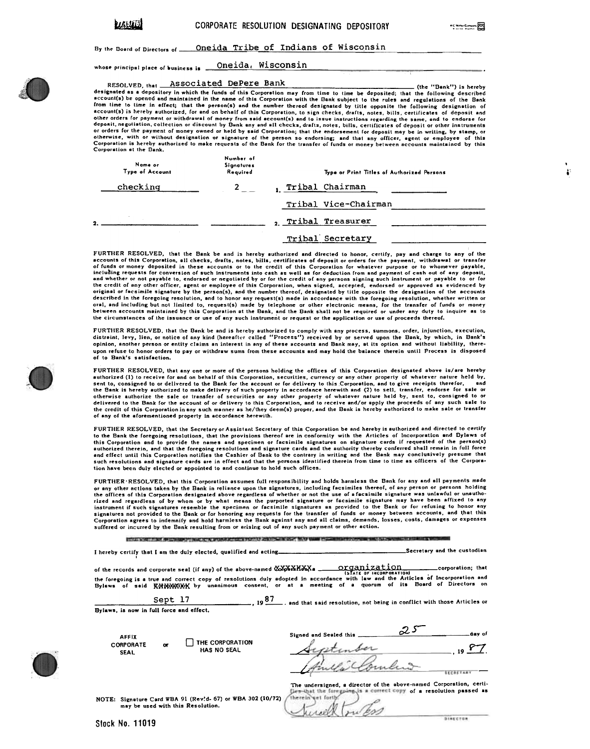# CORPORATE RESOLUTION DESIGNATING DEPOSITORY

By the Board of Directors of Oneida Tribe of Indians of Wisconsin

whose principal place of business is Oneida, Wisconsin

RESOLVED, that Associated DePere Bank (the "Bank") is hereby designated as a depository in which the funds of this Corporation may from time to time be deposited; that the following described account(s) be opened and maintained in the name of this Corporation with the Bank subject to the rules and regulations of the Bank from time to time in effect; that the person(s) and the number thereof designated by title opposite the following designation of account(s) is hereby authorized, for and on behalf of this Corporation, to sign checks, drafts, notes, bills, certificates of deposit and other orders for payment or withdrawal of money from said account(s) and to issue instructions regarding the same, and to endorse for deposit, negotiation, collection or discount by Bank any and all checks, drafts, notes, bills, certificates of deposit or other instruments or orders for the payment of money owned or held by said Corporation; that the endorsement for deposit may be in writing, by stamp, or otherwise, with or without designation or signature of the person so endorsing; and that any officer, agent or employee of this Corporation is hereby authorized to make requests of the Bank for the transfer of funds or money between accounts maintained by this Corporation at the Bank.

| Name or Type of Account | Number of Signatures Required | Type or Print Titles of Authorized Persons |
|---|---|---|
| checking | 2 | 1. Tribal Chairman |
| | | Tribal Vice-Chairman |
| 2. | | 2. Tribal Treasurer |
| | | Tribal Secretary |

FURTHER RESOLVED, that the Bank be and is hereby authorized and directed to honor, certify, pay and charge to any of the accounts of this Corporation, all checks, drafts, notes, bills, certificates of deposit or orders for the payment, withdrawal or transfer of funds or money deposited in these accounts or to the credit of this Corporation for whatever purpose or to whomever payable, including requests for conversion of such instruments into cash as well as for deduction from and payment of cash out of any deposit, and whether or not payable to, endorsed or negotiated by or for the credit of any persons signing such instrument or payable to or for the credit of any other officer, agent or employee of this Corporation, when signed, accepted, endorsed or approved as evidenced by original or facsimile signature by the person(s), and the number thereof, designated by title opposite the designation of the accounts described in the foregoing resolution, and to honor any request(s) made in accordance with the foregoing resolution, whether written or oral, and including but not limited to, request(s) made by telephone or other electronic means, for the transfer of funds or money between accounts maintained by this Corporation at the Bank, and the Bank shall not be required or under any duty to inquire as to the circumstances of the issuance or use of any such instrument or request or the application or use of proceeds thereof.

FURTHER RESOLVED, that the Bank be and is hereby authorized to comply with any process, summons, order, injunction, execution, distraint, levy, lien, or notice of any kind (hereafter called "Process") received by or served upon the Bank, by which, in Bank's opinion, another person or entity claims an interest in any of these accounts and Bank may, at its option and without liability, thereupon refuse to honor orders to pay or withdraw sums from these accounts and may hold the balance therein until Process is disposed of to Bank's satisfaction.

FURTHER RESOLVED, that any one or more of the persons holding the offices of this Corporation designated above is/are hereby authorized (1) to receive for and on behalf of this Corporation, securities, currency or any other property of whatever nature held by, sent to, consigned to or delivered to the Bank for the account or for delivery to this Corporation, and to give receipts therefor, and the Bank is hereby authorized to make delivery of such property in accordance herewith and (2) to sell, transfer, endorse for sale or otherwise authorize the sale or transfer of securities or any other property of whatever nature held by, sent to, consigned to or delivered to the Bank for the account of or delivery to this Corporation, and to receive and/or apply the proceeds of any such sale to the credit of this Corporation in any such manner as he/they deem(s) proper, and the Bank is hereby authorized to make sale or transfer of any of the aforementioned property in accordance herewith.

FURTHER RESOLVED, that the Secretary or Assistant Secretary of this Corporation be and hereby is authorized and directed to certify to the Bank the foregoing resolutions, that the provisions thereof are in conformity with the Articles of Incorporation and Bylaws of this Corporation and to provide the names and specimen or facsimile signatures on signature cards if requested of the person(s) authorized therein, and that the foregoing resolutions and signature cards and the authority thereby conferred shall remain in full force and effect until this Corporation notifies the Cashier of Bank to the contrary in writing and the Bank may conclusively presume that such resolutions and signature cards are in effect and that the persons identified therein from time to time as officers of the Corporation have been duly elected or appointed to and continue to hold such offices.

FURTHER RESOLVED, that this Corporation assumes full responsibility and holds harmless the Bank for any and all payments made or any other actions taken by the Bank in reliance upon the signatures, including facsimiles thereof, of any person or persons holding the offices of this Corporation designated above regardless of whether or not the use of a facsimile signature was unlawful or unauthorized and regardless of by whom or by what means the purported signature or facsimile signature may have been affixed to any instrument if such signatures resemble the specimen or facsimile signatures as provided to the Bank or for refusing to honor any signatures not provided to the Bank or for honoring any requests for the transfer of funds or money between accounts, and that this Corporation agrees to indemnify and hold harmless the Bank against any and all claims, demands, losses, costs, damages or expenses suffered or incurred by the Bank resulting from or arising out of any such payment or other action.

I hereby certify that I am the duly elected, qualified and acting \_\_\_\_\_\_\_\_\_\_ Secretary and the custodian of the records and corporate seal (if any) of the above-named ~~Corporation~~, a organization (STATE OF INCORPORATION) corporation; that the foregoing is a true and correct copy of resolutions duly adopted in accordance with law and the Articles of Incorporation and Bylaws of said ~~XXXXXXX~~ by unanimous consent, or at a meeting of a quorum of its Board of Directors on Sept 17, 19 87, and that said resolution, not being in conflict with those Articles or Bylaws, is now in full force and effect.

AFFIX CORPORATE SEAL or ☐ THE CORPORATION HAS NO SEAL

Signed and Sealed this 25 day of September, 19 87.

[Signature]
SECRETARY

The undersigned, a director of the above-named Corporation, certifies that the foregoing is a correct copy of a resolution passed as therein set forth.

[Signature]
DIRECTOR

NOTE: Signature Card WBA 91 (Rev'd- 67) or WBA 302 (10/72) may be used with this Resolution.

Stock No. 11019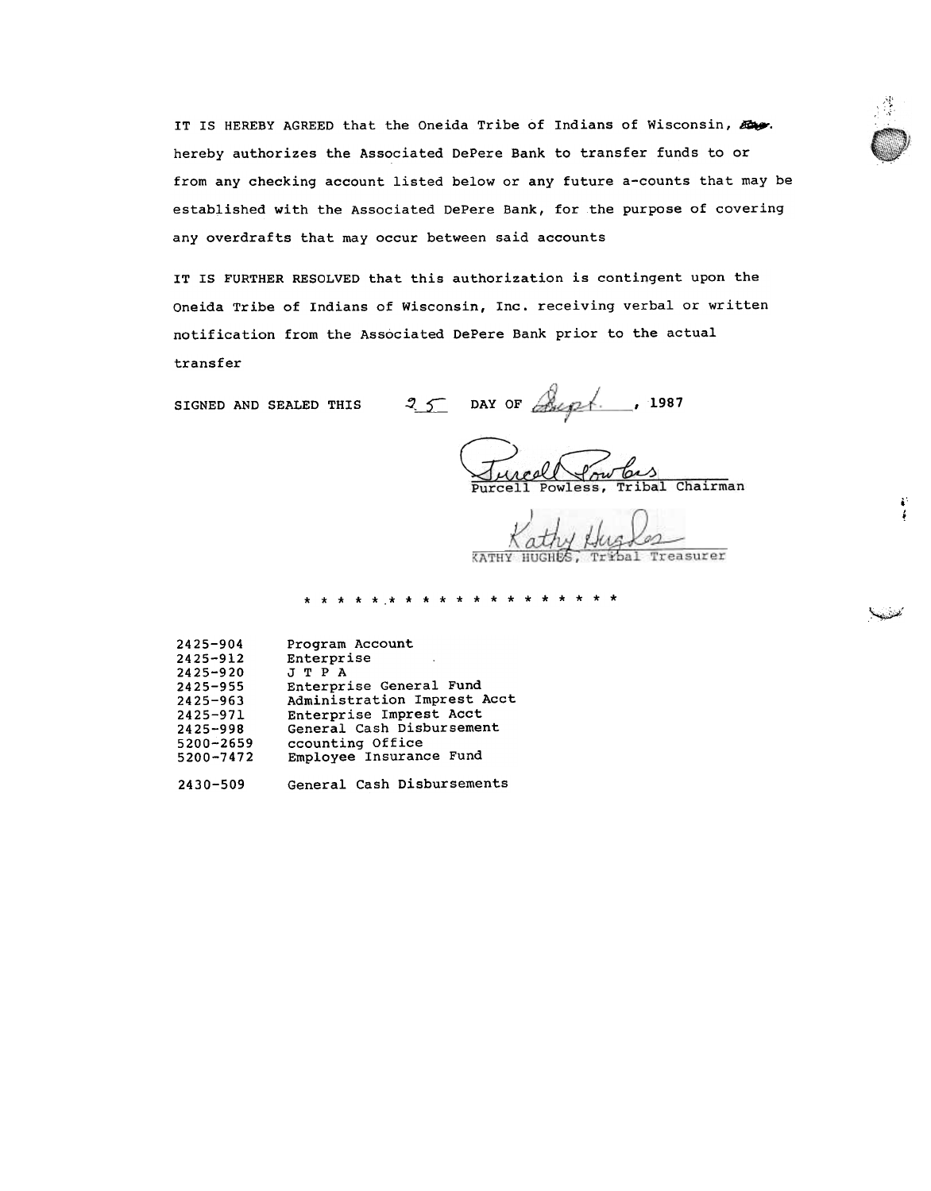IT IS HEREBY AGREED that the Oneida Tribe of Indians of Wisconsin, Inc. hereby authorizes the Associated DePere Bank to transfer funds to or from any checking account listed below or any future a-counts that may be established with the Associated DePere Bank, for the purpose of covering any overdrafts that may occur between said accounts

IT IS FURTHER RESOLVED that this authorization is contingent upon the Oneida Tribe of Indians of Wisconsin, Inc. receiving verbal or written notification from the Associated DePere Bank prior to the actual transfer

SIGNED AND SEALED THIS 25 DAY OF Sept., 1987

Purcell Powless, Tribal Chairman

KATHY HUGHES, Tribal Treasurer

* * * * * * * * * * * * * * * * * * * * *

| | |
|---|---|
| 2425-904 | Program Account |
| 2425-912 | Enterprise |
| 2425-920 | J T P A |
| 2425-955 | Enterprise General Fund |
| 2425-963 | Administration Imprest Acct |
| 2425-971 | Enterprise Imprest Acct |
| 2425-998 | General Cash Disbursement |
| 5200-2659 | ccounting Office |
| 5200-7472 | Employee Insurance Fund |
| 2430-509 | General Cash Disbursements |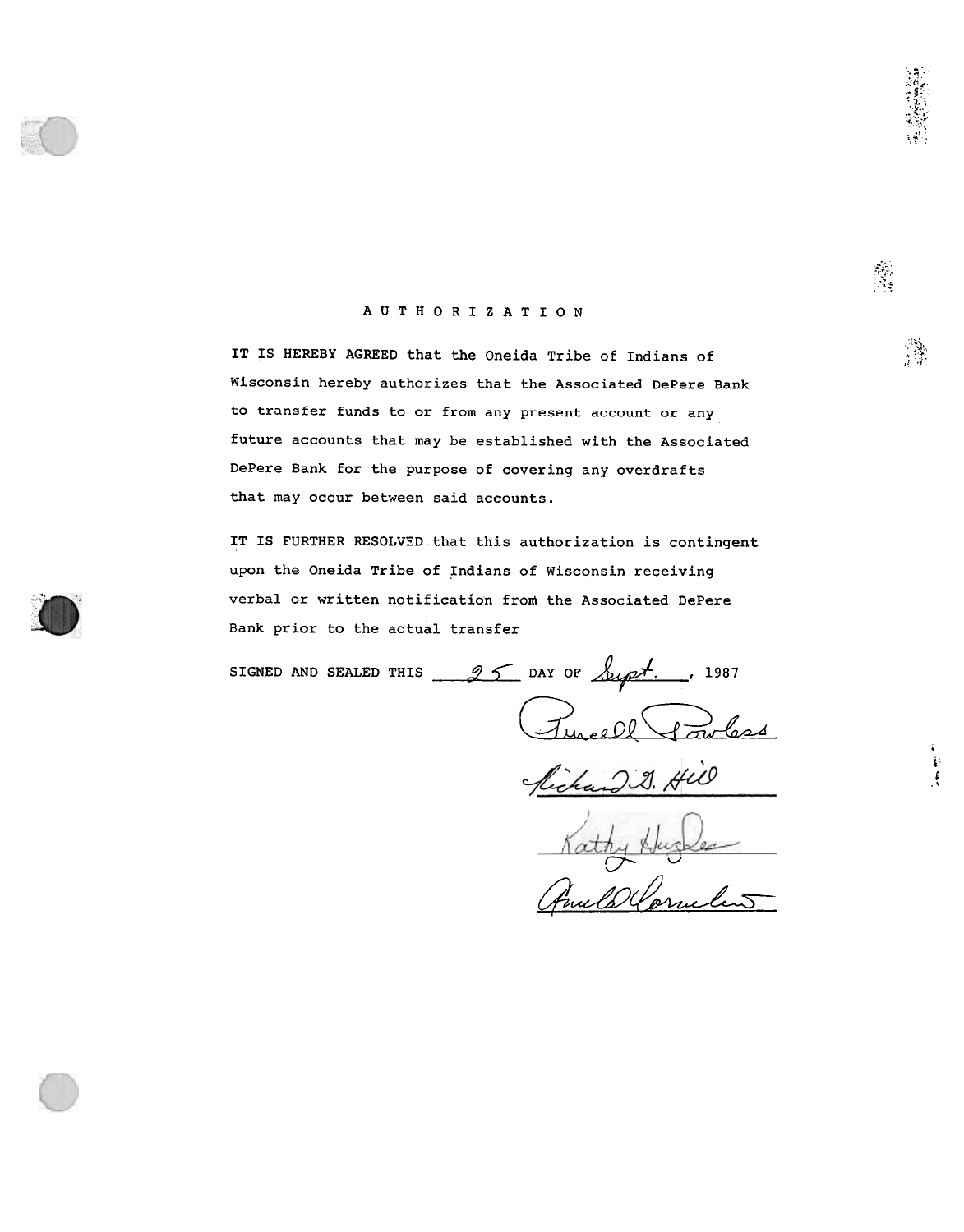# AUTHORIZATION

IT IS HEREBY AGREED that the Oneida Tribe of Indians of Wisconsin hereby authorizes that the Associated DePere Bank to transfer funds to or from any present account or any future accounts that may be established with the Associated DePere Bank for the purpose of covering any overdrafts that may occur between said accounts.

IT IS FURTHER RESOLVED that this authorization is contingent upon the Oneida Tribe of Indians of Wisconsin receiving verbal or written notification from the Associated DePere Bank prior to the actual transfer

SIGNED AND SEALED THIS 25 DAY OF Sept., 1987

Purcell Powless

Richard G. Hill

Kathy Hughes

Amelia Cornelius